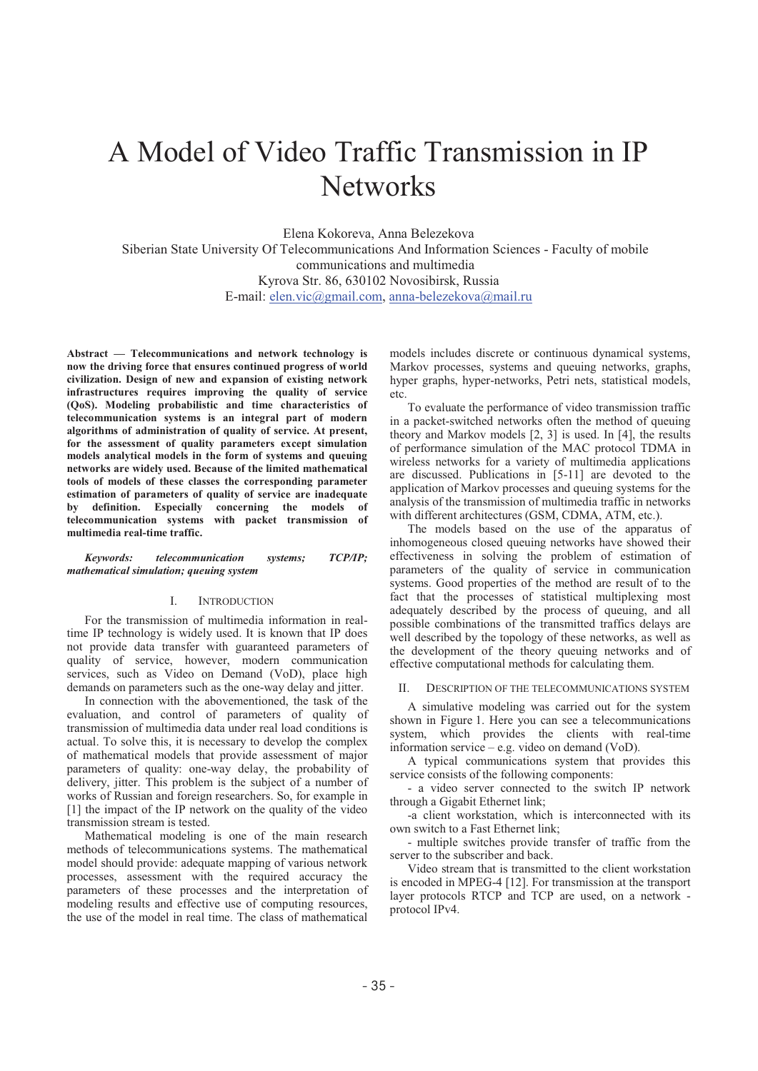# A Model of Video Traffic Transmission in IP Networks

Elena Kokoreva, Anna Belezekova

Siberian State University Of Telecommunications And Information Sciences - Faculty of mobile communications and multimedia

Kyrova Str. 86, 630102 Novosibirsk, Russia

E-mail: elen.vic@gmail.com, anna-belezekova@mail.ru

**Abstract — Telecommunications and network technology is now the driving force that ensures continued progress of world civilization. Design of new and expansion of existing network infrastructures requires improving the quality of service (QoS). Modeling probabilistic and time characteristics of telecommunication systems is an integral part of modern algorithms of administration of quality of service. At present, for the assessment of quality parameters except simulation models analytical models in the form of systems and queuing networks are widely used. Because of the limited mathematical tools of models of these classes the corresponding parameter estimation of parameters of quality of service are inadequate by definition. Especially concerning the models of telecommunication systems with packet transmission of multimedia real-time traffic.**

***Keywords: telecommunication systems; TCP/IP; mathematical simulation; queuing system***

## I. Introduction

For the transmission of multimedia information in real-time IP technology is widely used. It is known that IP does not provide data transfer with guaranteed parameters of quality of service, however, modern communication services, such as Video on Demand (VoD), place high demands on parameters such as the one-way delay and jitter.

In connection with the abovementioned, the task of the evaluation, and control of parameters of quality of transmission of multimedia data under real load conditions is actual. To solve this, it is necessary to develop the complex of mathematical models that provide assessment of major parameters of quality: one-way delay, the probability of delivery, jitter. This problem is the subject of a number of works of Russian and foreign researchers. So, for example in [1] the impact of the IP network on the quality of the video transmission stream is tested.

Mathematical modeling is one of the main research methods of telecommunications systems. The mathematical model should provide: adequate mapping of various network processes, assessment with the required accuracy the parameters of these processes and the interpretation of modeling results and effective use of computing resources, the use of the model in real time. The class of mathematical models includes discrete or continuous dynamical systems, Markov processes, systems and queuing networks, graphs, hyper graphs, hyper-networks, Petri nets, statistical models, etc.

To evaluate the performance of video transmission traffic in a packet-switched networks often the method of queuing theory and Markov models [2, 3] is used. In [4], the results of performance simulation of the MAC protocol TDMA in wireless networks for a variety of multimedia applications are discussed. Publications in [5-11] are devoted to the application of Markov processes and queuing systems for the analysis of the transmission of multimedia traffic in networks with different architectures (GSM, CDMA, ATM, etc.).

The models based on the use of the apparatus of inhomogeneous closed queuing networks have showed their effectiveness in solving the problem of estimation of parameters of the quality of service in communication systems. Good properties of the method are result of to the fact that the processes of statistical multiplexing most adequately described by the process of queuing, and all possible combinations of the transmitted traffics delays are well described by the topology of these networks, as well as the development of the theory queuing networks and of effective computational methods for calculating them.

## II. Description of the telecommunications system

A simulative modeling was carried out for the system shown in Figure 1. Here you can see a telecommunications system, which provides the clients with real-time information service – e.g. video on demand (VoD).

A typical communications system that provides this service consists of the following components:

- a video server connected to the switch IP network through a Gigabit Ethernet link;

-a client workstation, which is interconnected with its own switch to a Fast Ethernet link;

- multiple switches provide transfer of traffic from the server to the subscriber and back.

Video stream that is transmitted to the client workstation is encoded in MPEG-4 [12]. For transmission at the transport layer protocols RTCP and TCP are used, on a network - protocol IPv4.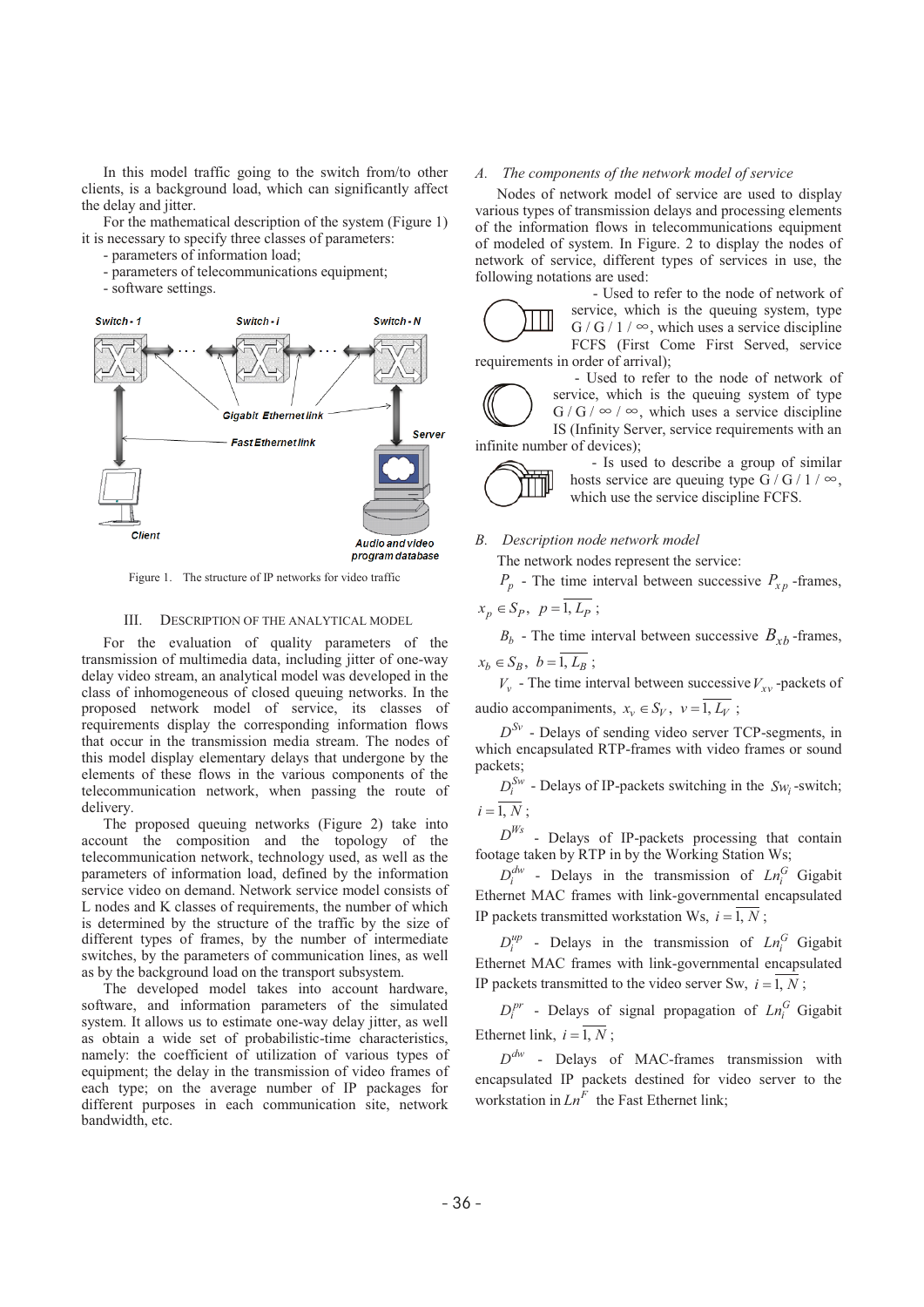In this model traffic going to the switch from/to other clients, is a background load, which can significantly affect the delay and jitter.

For the mathematical description of the system (Figure 1) it is necessary to specify three classes of parameters:

- parameters of information load;
- parameters of telecommunications equipment;
- software settings.

Figure 1. The structure of IP networks for video traffic

### III. Description of the Analytical Model

For the evaluation of quality parameters of the transmission of multimedia data, including jitter of one-way delay video stream, an analytical model was developed in the class of inhomogeneous of closed queuing networks. In the proposed network model of service, its classes of requirements display the corresponding information flows that occur in the transmission media stream. The nodes of this model display elementary delays that undergone by the elements of these flows in the various components of the telecommunication network, when passing the route of delivery.

The proposed queuing networks (Figure 2) take into account the composition and the topology of the telecommunication network, technology used, as well as the parameters of information load, defined by the information service video on demand. Network service model consists of L nodes and K classes of requirements, the number of which is determined by the structure of the traffic by the size of different types of frames, by the number of intermediate switches, by the parameters of communication lines, as well as by the background load on the transport subsystem.

The developed model takes into account hardware, software, and information parameters of the simulated system. It allows us to estimate one-way delay jitter, as well as obtain a wide set of probabilistic-time characteristics, namely: the coefficient of utilization of various types of equipment; the delay in the transmission of video frames of each type; on the average number of IP packages for different purposes in each communication site, network bandwidth, etc.

#### *A. The components of the network model of service*

Nodes of network model of service are used to display various types of transmission delays and processing elements of the information flows in telecommunications equipment of modeled of system. In Figure. 2 to display the nodes of network of service, different types of services in use, the following notations are used:

- Used to refer to the node of network of service, which is the queuing system, type G / G / 1 / ∞, which uses a service discipline FCFS (First Come First Served, service requirements in order of arrival);

- Used to refer to the node of network of service, which is the queuing system of type G / G / ∞ / ∞, which uses a service discipline IS (Infinity Server, service requirements with an infinite number of devices);

- Is used to describe a group of similar hosts service are queuing type G / G / 1 / ∞, which use the service discipline FCFS.

#### *B. Description node network model*

The network nodes represent the service:

$P_p$ - The time interval between successive $P_{xp}$ -frames, $x_p \in S_P,\ p = \overline{1, L_P}$ ;

$B_b$ - The time interval between successive $B_{xb}$ -frames, $x_b \in S_B,\ b = \overline{1, L_B}$ ;

$V_v$ - The time interval between successive $V_{xv}$ -packets of audio accompaniments, $x_v \in S_V,\ v = \overline{1, L_V}$ ;

$D^{Sv}$ - Delays of sending video server TCP-segments, in which encapsulated RTP-frames with video frames or sound packets;

$D_i^{Sw}$ - Delays of IP-packets switching in the $Sw_i$ -switch; $i = \overline{1, N}$ ;

$D^{Ws}$ - Delays of IP-packets processing that contain footage taken by RTP in by the Working Station Ws;

$D_i^{dw}$ - Delays in the transmission of $Ln_i^G$ Gigabit Ethernet MAC frames with link-governmental encapsulated IP packets transmitted workstation Ws, $i = \overline{1, N}$ ;

$D_i^{up}$ - Delays in the transmission of $Ln_i^G$ Gigabit Ethernet MAC frames with link-governmental encapsulated IP packets transmitted to the video server Sw, $i = \overline{1, N}$ ;

$D_i^{pr}$ - Delays of signal propagation of $Ln_i^G$ Gigabit Ethernet link, $i = \overline{1, N}$ ;

$D^{dw}$ - Delays of MAC-frames transmission with encapsulated IP packets destined for video server to the workstation in $Ln^F$ the Fast Ethernet link;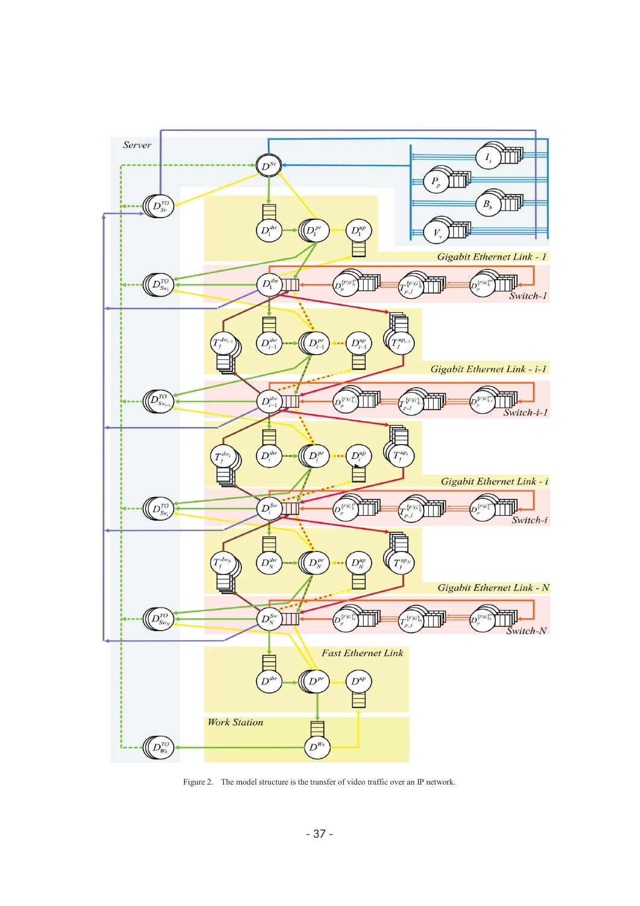Figure 2. The model structure is the transfer of video traffic over an IP network.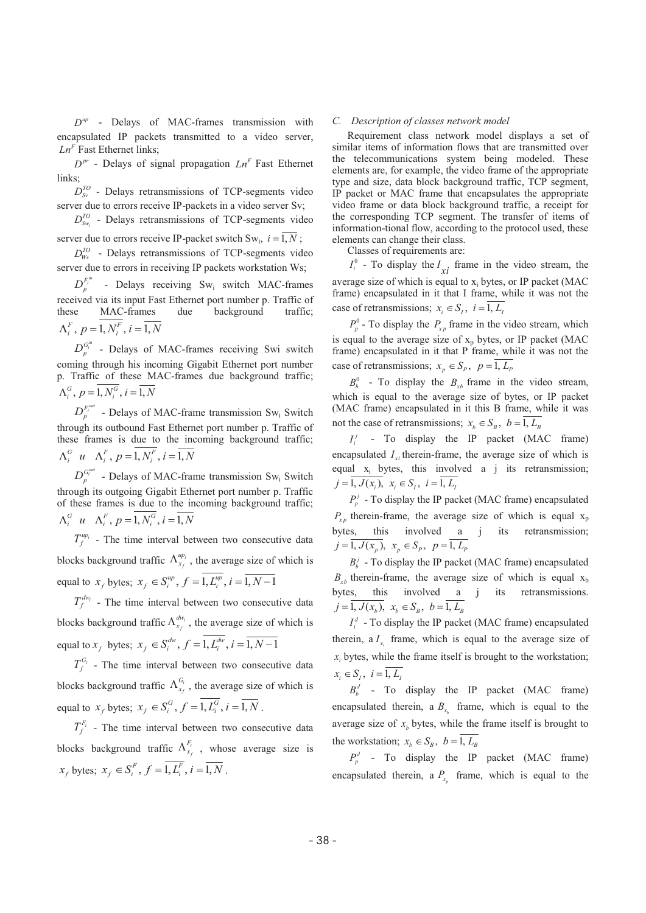$D^{up}$ - Delays of MAC-frames transmission with encapsulated IP packets transmitted to a video server, $Ln^F$ Fast Ethernet links;

$D^{pr}$ - Delays of signal propagation $Ln^F$ Fast Ethernet links;

$D^{TO}_{Sv}$ - Delays retransmissions of TCP-segments video server due to errors receive IP-packets in a video server Sv;

$D^{TO}_{Sw_i}$ - Delays retransmissions of TCP-segments video server due to errors receive IP-packet switch $Sw_i$, $i = \overline{1, N}$;

$D^{TO}_{Ws}$ - Delays retransmissions of TCP-segments video server due to errors in receiving IP packets workstation Ws;

$D^{F_i^{in}}_p$ - Delays receiving $Sw_i$ switch MAC-frames received via its input Fast Ethernet port number p. Traffic of these MAC-frames due background traffic; $\Lambda^F_i$, $p = \overline{1, N^F_i}$, $i = \overline{1, N}$

$D^{G_i^{in}}_p$ - Delays of MAC-frames receiving Swi switch coming through his incoming Gigabit Ethernet port number p. Traffic of these MAC-frames due background traffic; $\Lambda^G_i$, $p = \overline{1, N^G_i}$, $i = \overline{1, N}$

$D^{F_i^{out}}_p$ - Delays of MAC-frame transmission $Sw_i$ Switch through its outbound Fast Ethernet port number p. Traffic of these frames is due to the incoming background traffic; $\Lambda^G_i$ *u* $\Lambda^F_i$, $p = \overline{1, N^F_i}$, $i = \overline{1, N}$

$D^{G_i^{out}}_p$ - Delays of MAC-frame transmission $Sw_i$ Switch through its outgoing Gigabit Ethernet port number p. Traffic of these frames is due to the incoming background traffic; $\Lambda^G_i$ *u* $\Lambda^F_i$, $p = \overline{1, N^F_i}$, $i = \overline{1, N}$

$T^{up_i}_f$ - The time interval between two consecutive data blocks background traffic $\Lambda^{up_i}_{x_f}$, the average size of which is equal to $x_f$ bytes; $x_f \in S^{up}_i$, $f = \overline{1, L^{up}_i}$, $i = \overline{1, N-1}$

$T^{dw_i}_f$ - The time interval between two consecutive data blocks background traffic $\Lambda^{dw_i}_{x_f}$, the average size of which is equal to $x_f$ bytes; $x_f \in S^{dw}_i$, $f = \overline{1, L^{dw}_i}$, $i = \overline{1, N-1}$

$T^{G_i}_f$ - The time interval between two consecutive data blocks background traffic $\Lambda^{G_i}_{x_f}$, the average size of which is equal to $x_f$ bytes; $x_f \in S^G_i$, $f = \overline{1, L^G_i}$, $i = \overline{1, N}$.

$T^{F_i}_f$ - The time interval between two consecutive data blocks background traffic $\Lambda^{F_i}_{x_f}$, whose average size is $x_f$ bytes; $x_f \in S^F_i$, $f = \overline{1, L^F_i}$, $i = \overline{1, N}$.

### *C. Description of classes network model*

Requirement class network model displays a set of similar items of information flows that are transmitted over the telecommunications system being modeled. These elements are, for example, the video frame of the appropriate type and size, data block background traffic, TCP segment, IP packet or MAC frame that encapsulates the appropriate video frame or data block background traffic, a receipt for the corresponding TCP segment. The transfer of items of information-tional flow, according to the protocol used, these elements can change their class.

Classes of requirements are:

$I^0_i$ - To display the $I_{xi}$ frame in the video stream, the average size of which is equal to $x_i$ bytes, or IP packet (MAC frame) encapsulated in it that I frame, while it was not the case of retransmissions; $x_i \in S_I$, $i = \overline{1, L_I}$

$P^0_p$ - To display the $P_{xp}$ frame in the video stream, which is equal to the average size of $x_p$ bytes, or IP packet (MAC frame) encapsulated in it that P frame, while it was not the case of retransmissions; $x_p \in S_P$, $p = \overline{1, L_P}$

$B^0_b$ - To display the $B_{xb}$ frame in the video stream, which is equal to the average size of bytes, or IP packet (MAC frame) encapsulated in it this B frame, while it was not the case of retransmissions; $x_b \in S_B$, $b = \overline{1, L_B}$

$I^j_i$ - To display the IP packet (MAC frame) encapsulated $I_{xi}$ therein-frame, the average size of which is equal $x_i$ bytes, this involved a j its retransmission; $j = \overline{1, J(x_i)}$, $x_i \in S_I$, $i = \overline{1, L_I}$

$P^j_p$ - To display the IP packet (MAC frame) encapsulated $P_{xp}$ therein-frame, the average size of which is equal $x_p$ bytes, this involved a j its retransmission; $j = \overline{1, J(x_p)}$, $x_p \in S_P$, $p = \overline{1, L_P}$

$B^j_b$ - To display the IP packet (MAC frame) encapsulated $B_{xb}$ therein-frame, the average size of which is equal $x_b$ bytes, this involved a j its retransmissions. $j = \overline{1, J(x_b)}$, $x_b \in S_B$, $b = \overline{1, L_B}$

$I^d_i$ - To display the IP packet (MAC frame) encapsulated therein, a $I_{x_i}$ frame, which is equal to the average size of $x_i$ bytes, while the frame itself is brought to the workstation; $x_i \in S_I$, $i = \overline{1, L_I}$

$B^d_b$ - To display the IP packet (MAC frame) encapsulated therein, a $B_{x_b}$ frame, which is equal to the average size of $x_b$ bytes, while the frame itself is brought to the workstation; $x_b \in S_B$, $b = \overline{1, L_B}$

$P^d_p$ - To display the IP packet (MAC frame) encapsulated therein, a $P_{x_p}$ frame, which is equal to the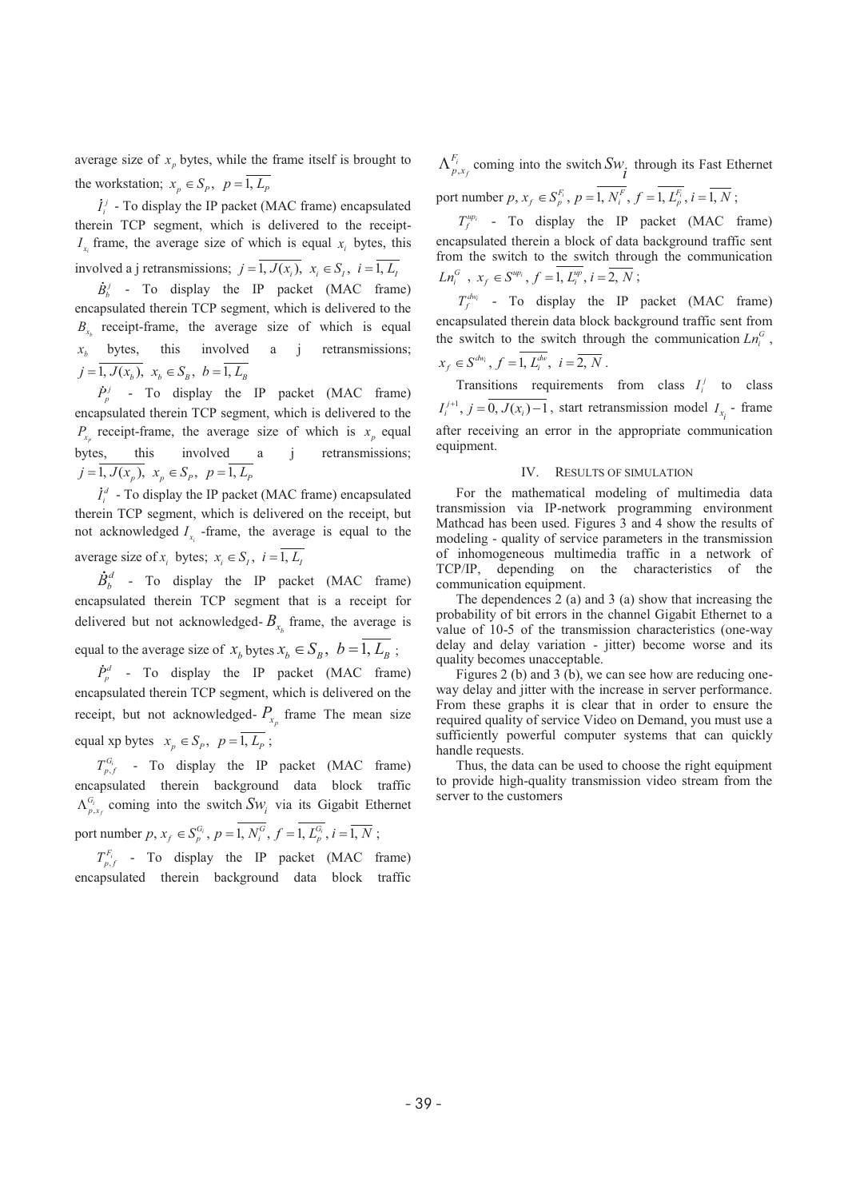average size of $x_p$ bytes, while the frame itself is brought to the workstation; $x_p \in S_P,\ p=\overline{1, L_P}$

$\dot{I}_i^j$ - To display the IP packet (MAC frame) encapsulated therein TCP segment, which is delivered to the receipt-$I_{x_i}$ frame, the average size of which is equal $x_i$ bytes, this involved a j retransmissions; $j=\overline{1, J(x_i)},\ x_i \in S_I,\ i=\overline{1, L_I}$

$\dot{B}_b^j$ - To display the IP packet (MAC frame) encapsulated therein TCP segment, which is delivered to the $B_{x_b}$ receipt-frame, the average size of which is equal $x_b$ bytes, this involved a j retransmissions; $j=\overline{1, J(x_b)},\ x_b \in S_B,\ b=\overline{1, L_B}$

$\dot{P}_p^j$ - To display the IP packet (MAC frame) encapsulated therein TCP segment, which is delivered to the $P_{x_p}$ receipt-frame, the average size of which is $x_p$ equal bytes, this involved a j retransmissions; $j=\overline{1, J(x_p)},\ x_p \in S_P,\ p=\overline{1, L_P}$

$\dot{I}_i^d$ - To display the IP packet (MAC frame) encapsulated therein TCP segment, which is delivered on the receipt, but not acknowledged $I_{x_i}$ -frame, the average is equal to the average size of $x_i$ bytes; $x_i \in S_I,\ i=\overline{1, L_I}$

$\dot{B}_b^d$ - To display the IP packet (MAC frame) encapsulated therein TCP segment that is a receipt for delivered but not acknowledged- $B_{x_b}$ frame, the average is equal to the average size of $x_b$ bytes $x_b \in S_B,\ b=\overline{1, L_B}$ ;

$\dot{P}_p^d$ - To display the IP packet (MAC frame) encapsulated therein TCP segment, which is delivered on the receipt, but not acknowledged- $P_{x_p}$ frame The mean size equal xp bytes $x_p \in S_P,\ p=\overline{1, L_P}$ ;

$T_{p,f}^{G_i}$ - To display the IP packet (MAC frame) encapsulated therein background data block traffic $\Lambda_{p,x_f}^{G_i}$ coming into the switch $Sw_i$ via its Gigabit Ethernet port number $p,\ x_f \in S_p^{G_i},\ p=\overline{1, N_i^G},\ f=\overline{1, L_p^{G_i}},\ i=\overline{1, N}$ ;

$T_{p,f}^{F_i}$ - To display the IP packet (MAC frame) encapsulated therein background data block traffic $\Lambda_{p,x_f}^{F_i}$ coming into the switch $Sw_i$ through its Fast Ethernet port number $p,\ x_f \in S_p^{F_i},\ p=\overline{1, N_i^F},\ f=\overline{1, L_p^{F_i}},\ i=\overline{1, N}$ ;

$T_f^{up_i}$ - To display the IP packet (MAC frame) encapsulated therein a block of data background traffic sent from the switch to the switch through the communication $Ln_i^G$ , $x_f \in S^{up_i},\ f=\overline{1, L_i^{up}},\ i=\overline{2, N}$ ;

$T_f^{dw_i}$ - To display the IP packet (MAC frame) encapsulated therein data block background traffic sent from the switch to the switch through the communication $Ln_i^G$ , $x_f \in S^{dw_i},\ f=\overline{1, L_i^{dw}},\ i=\overline{2, N}$ .

Transitions requirements from class $I_i^j$ to class $I_i^{j+1},\ j=\overline{0, J(x_i)-1}$, start retransmission model $I_{x_i}$ - frame after receiving an error in the appropriate communication equipment.

## IV. RESULTS OF SIMULATION

For the mathematical modeling of multimedia data transmission via IP-network programming environment Mathcad has been used. Figures 3 and 4 show the results of modeling - quality of service parameters in the transmission of inhomogeneous multimedia traffic in a network of TCP/IP, depending on the characteristics of the communication equipment.

The dependences 2 (a) and 3 (a) show that increasing the probability of bit errors in the channel Gigabit Ethernet to a value of 10-5 of the transmission characteristics (one-way delay and delay variation - jitter) become worse and its quality becomes unacceptable.

Figures 2 (b) and 3 (b), we can see how are reducing one-way delay and jitter with the increase in server performance. From these graphs it is clear that in order to ensure the required quality of service Video on Demand, you must use a sufficiently powerful computer systems that can quickly handle requests.

Thus, the data can be used to choose the right equipment to provide high-quality transmission video stream from the server to the customers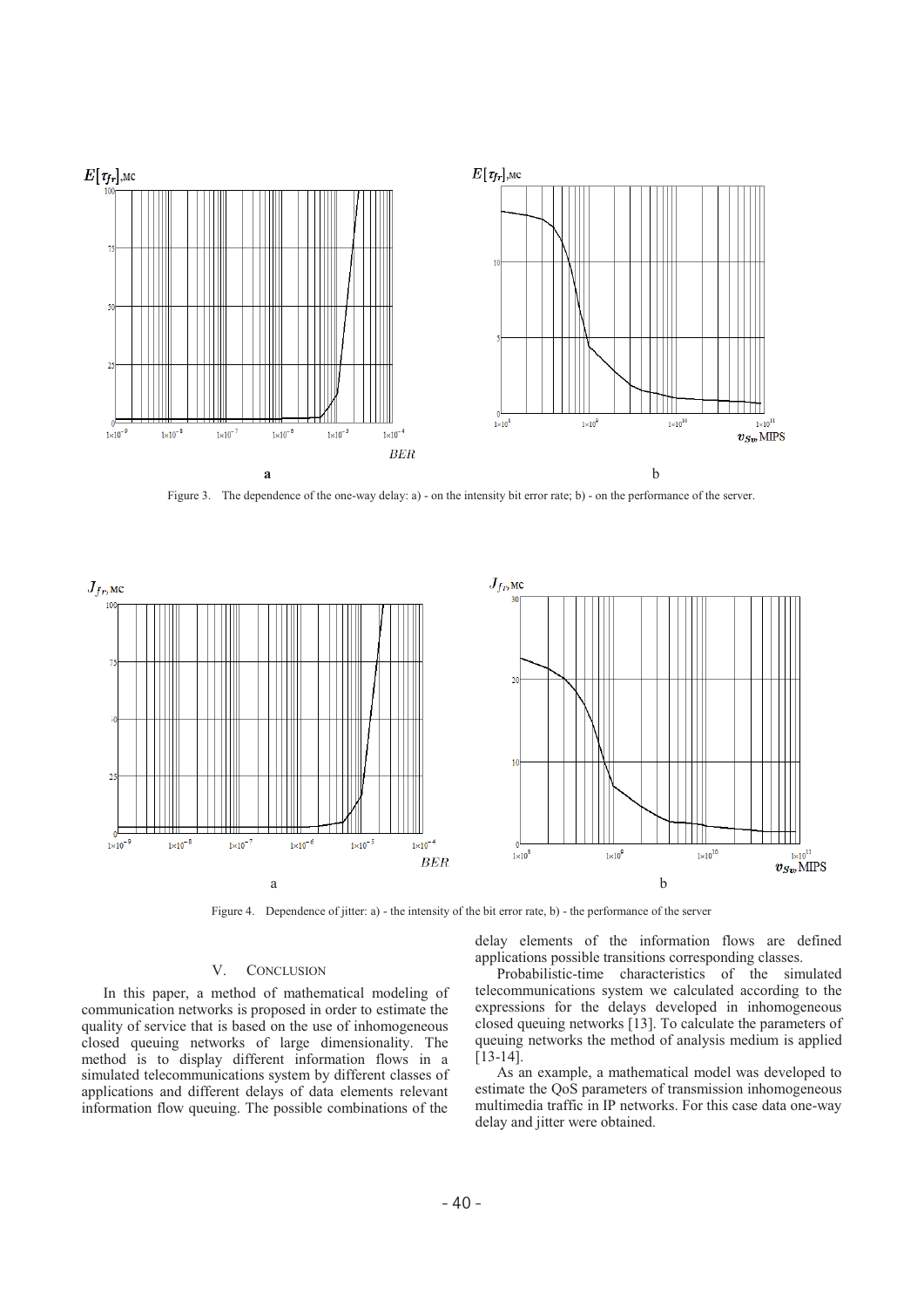Figure 3. The dependence of the one-way delay: a) - on the intensity bit error rate; b) - on the performance of the server.

Figure 4. Dependence of jitter: a) - the intensity of the bit error rate, b) - the performance of the server

## V. CONCLUSION

In this paper, a method of mathematical modeling of communication networks is proposed in order to estimate the quality of service that is based on the use of inhomogeneous closed queuing networks of large dimensionality. The method is to display different information flows in a simulated telecommunications system by different classes of applications and different delays of data elements relevant information flow queuing. The possible combinations of the delay elements of the information flows are defined applications possible transitions corresponding classes.

Probabilistic-time characteristics of the simulated telecommunications system we calculated according to the expressions for the delays developed in inhomogeneous closed queuing networks [13]. To calculate the parameters of queuing networks the method of analysis medium is applied [13-14].

As an example, a mathematical model was developed to estimate the QoS parameters of transmission inhomogeneous multimedia traffic in IP networks. For this case data one-way delay and jitter were obtained.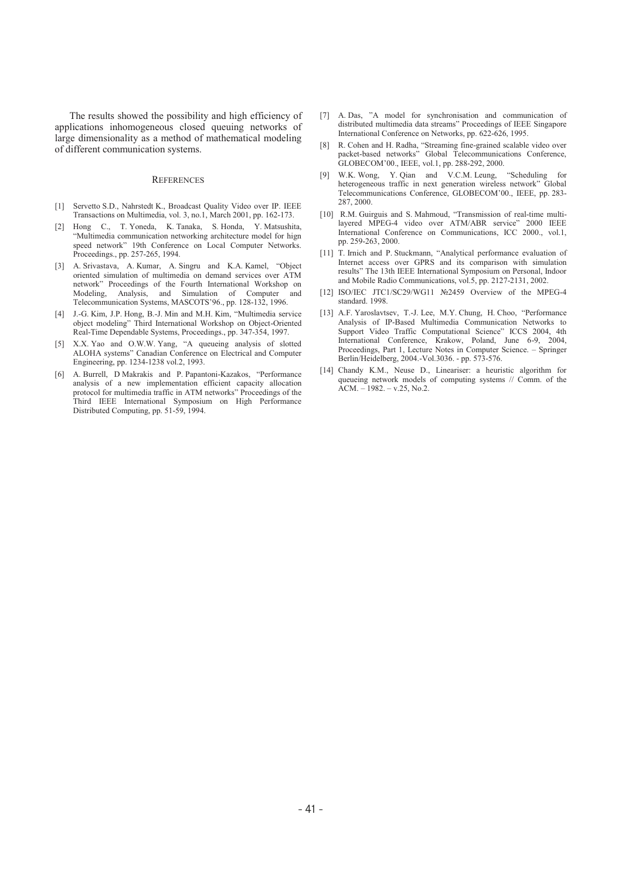The results showed the possibility and high efficiency of applications inhomogeneous closed queuing networks of large dimensionality as a method of mathematical modeling of different communication systems.

## References

[1] Servetto S.D., Nahrstedt K., Broadcast Quality Video over IP. IEEE Transactions on Multimedia, vol. 3, no.1, March 2001, pp. 162-173.

[2] Hong C., T. Yoneda, K. Tanaka, S. Honda, Y. Matsushita, "Multimedia communication networking architecture model for hign speed network" 19th Conference on Local Computer Networks. Proceedings., pp. 257-265, 1994.

[3] A. Srivastava, A. Kumar, A. Singru and K.A. Kamel, "Object oriented simulation of multimedia on demand services over ATM network" Proceedings of the Fourth International Workshop on Modeling, Analysis, and Simulation of Computer and Telecommunication Systems, MASCOTS'96., pp. 128-132, 1996.

[4] J.-G. Kim, J.P. Hong, B.-J. Min and M.H. Kim, "Multimedia service object modeling" Third International Workshop on Object-Oriented Real-Time Dependable Systems, Proceedings., pp. 347-354, 1997.

[5] X.X. Yao and O.W.W. Yang, "A queueing analysis of slotted ALOHA systems" Canadian Conference on Electrical and Computer Engineering, pp. 1234-1238 vol.2, 1993.

[6] A. Burrell, D Makrakis and P. Papantoni-Kazakos, "Performance analysis of a new implementation efficient capacity allocation protocol for multimedia traffic in ATM networks" Proceedings of the Third IEEE International Symposium on High Performance Distributed Computing, pp. 51-59, 1994.

[7] A. Das, "A model for synchronisation and communication of distributed multimedia data streams" Proceedings of IEEE Singapore International Conference on Networks, pp. 622-626, 1995.

[8] R. Cohen and H. Radha, "Streaming fine-grained scalable video over packet-based networks" Global Telecommunications Conference, GLOBECOM'00., IEEE, vol.1, pp. 288-292, 2000.

[9] W.K. Wong, Y. Qian and V.C.M. Leung, "Scheduling for heterogeneous traffic in next generation wireless network" Global Telecommunications Conference, GLOBECOM'00., IEEE, pp. 283-287, 2000.

[10] R.M. Guirguis and S. Mahmoud, "Transmission of real-time multi-layered MPEG-4 video over ATM/ABR service" 2000 IEEE International Conference on Communications, ICC 2000., vol.1, pp. 259-263, 2000.

[11] T. Irnich and P. Stuckmann, "Analytical performance evaluation of Internet access over GPRS and its comparison with simulation results" The 13th IEEE International Symposium on Personal, Indoor and Mobile Radio Communications, vol.5, pp. 2127-2131, 2002.

[12] ISO/IEC JTC1/SC29/WG11 №2459 Overview of the MPEG-4 standard. 1998.

[13] A.F. Yaroslavtsev, T.-J. Lee, M.Y. Chung, H. Choo, "Performance Analysis of IP-Based Multimedia Communication Networks to Support Video Traffic Computational Science" ICCS 2004, 4th International Conference, Krakow, Poland, June 6-9, 2004, Proceedings, Part 1, Lecture Notes in Computer Science. – Springer Berlin/Heidelberg, 2004.-Vol.3036. - pp. 573-576.

[14] Chandy K.M., Neuse D., Lineariser: a heuristic algorithm for queueing network models of computing systems // Comm. of the ACM. – 1982. – v.25, No.2.